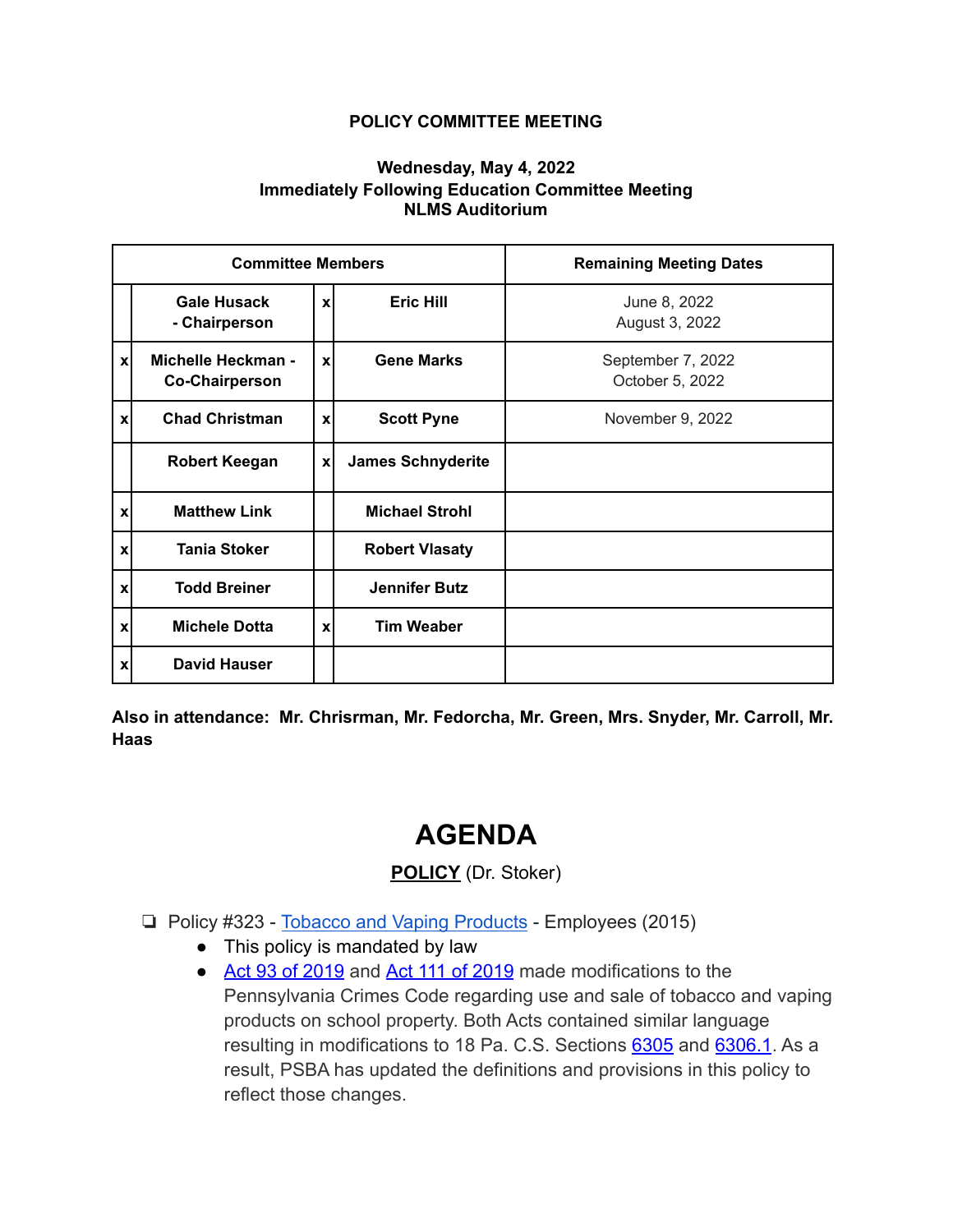**POLICY COMMITTEE MEETING**

**Wednesday, May 4, 2022**
**Immediately Following Education Committee Meeting**
**NLMS Auditorium**

| Committee Members | | | | Remaining Meeting Dates |
|---|---|---|---|---|
| | **Gale Husack - Chairperson** | x | **Eric Hill** | June 8, 2022<br>August 3, 2022 |
| x | **Michelle Heckman - Co-Chairperson** | x | **Gene Marks** | September 7, 2022<br>October 5, 2022 |
| x | **Chad Christman** | x | **Scott Pyne** | November 9, 2022 |
| | **Robert Keegan** | x | **James Schnyderite** | |
| x | **Matthew Link** | | **Michael Strohl** | |
| x | **Tania Stoker** | | **Robert Vlasaty** | |
| x | **Todd Breiner** | | **Jennifer Butz** | |
| x | **Michele Dotta** | x | **Tim Weaber** | |
| x | **David Hauser** | | | |

**Also in attendance: Mr. Chrisrman, Mr. Fedorcha, Mr. Green, Mrs. Snyder, Mr. Carroll, Mr. Haas**

# AGENDA

**POLICY** (Dr. Stoker)

- Policy #323 - Tobacco and Vaping Products - Employees (2015)
  - This policy is mandated by law
  - Act 93 of 2019 and Act 111 of 2019 made modifications to the Pennsylvania Crimes Code regarding use and sale of tobacco and vaping products on school property. Both Acts contained similar language resulting in modifications to 18 Pa. C.S. Sections 6305 and 6306.1. As a result, PSBA has updated the definitions and provisions in this policy to reflect those changes.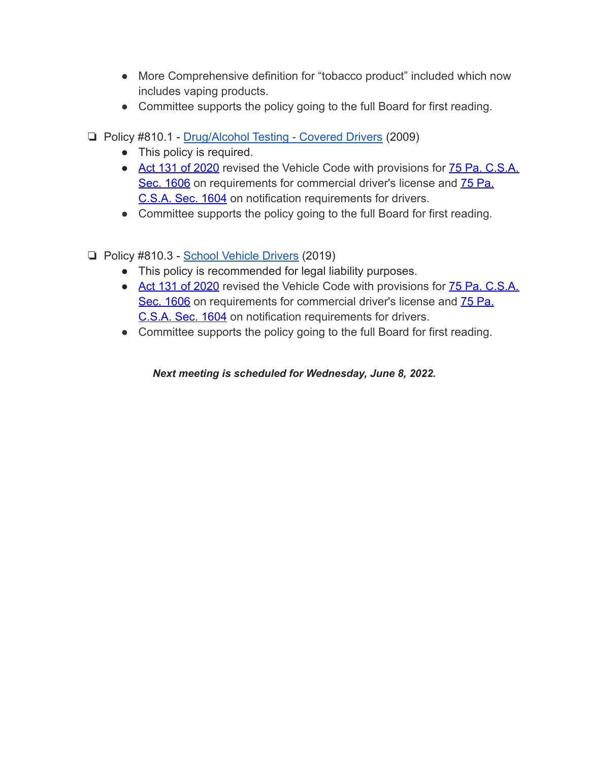- More Comprehensive definition for “tobacco product” included which now includes vaping products.
- Committee supports the policy going to the full Board for first reading.

❏ Policy #810.1 - Drug/Alcohol Testing - Covered Drivers (2009)

- This policy is required.
- Act 131 of 2020 revised the Vehicle Code with provisions for 75 Pa. C.S.A. Sec. 1606 on requirements for commercial driver's license and 75 Pa. C.S.A. Sec. 1604 on notification requirements for drivers.
- Committee supports the policy going to the full Board for first reading.

❏ Policy #810.3 - School Vehicle Drivers (2019)

- This policy is recommended for legal liability purposes.
- Act 131 of 2020 revised the Vehicle Code with provisions for 75 Pa. C.S.A. Sec. 1606 on requirements for commercial driver's license and 75 Pa. C.S.A. Sec. 1604 on notification requirements for drivers.
- Committee supports the policy going to the full Board for first reading.

***Next meeting is scheduled for Wednesday, June 8, 2022.***